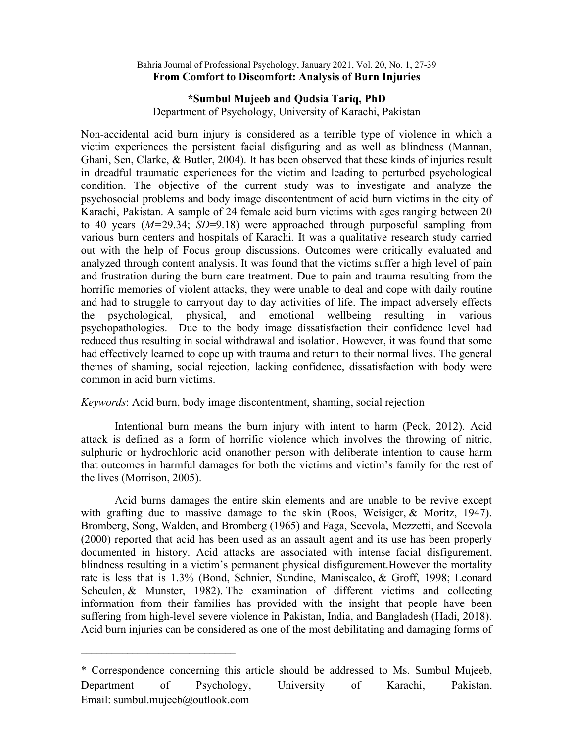# From Comfort to Discomfort: Analysis of Burn Injuries

**\*Sumbul Mujeeb and Qudsia Tariq, PhD**
Department of Psychology, University of Karachi, Pakistan

Non-accidental acid burn injury is considered as a terrible type of violence in which a victim experiences the persistent facial disfiguring and as well as blindness (Mannan, Ghani, Sen, Clarke, & Butler, 2004). It has been observed that these kinds of injuries result in dreadful traumatic experiences for the victim and leading to perturbed psychological condition. The objective of the current study was to investigate and analyze the psychosocial problems and body image discontentment of acid burn victims in the city of Karachi, Pakistan. A sample of 24 female acid burn victims with ages ranging between 20 to 40 years (*M*=29.34; *SD*=9.18) were approached through purposeful sampling from various burn centers and hospitals of Karachi. It was a qualitative research study carried out with the help of Focus group discussions. Outcomes were critically evaluated and analyzed through content analysis. It was found that the victims suffer a high level of pain and frustration during the burn care treatment. Due to pain and trauma resulting from the horrific memories of violent attacks, they were unable to deal and cope with daily routine and had to struggle to carryout day to day activities of life. The impact adversely effects the psychological, physical, and emotional wellbeing resulting in various psychopathologies. Due to the body image dissatisfaction their confidence level had reduced thus resulting in social withdrawal and isolation. However, it was found that some had effectively learned to cope up with trauma and return to their normal lives. The general themes of shaming, social rejection, lacking confidence, dissatisfaction with body were common in acid burn victims.

*Keywords*: Acid burn, body image discontentment, shaming, social rejection

Intentional burn means the burn injury with intent to harm (Peck, 2012). Acid attack is defined as a form of horrific violence which involves the throwing of nitric, sulphuric or hydrochloric acid onanother person with deliberate intention to cause harm that outcomes in harmful damages for both the victims and victim's family for the rest of the lives (Morrison, 2005).

Acid burns damages the entire skin elements and are unable to be revive except with grafting due to massive damage to the skin (Roos, Weisiger, & Moritz, 1947). Bromberg, Song, Walden, and Bromberg (1965) and Faga, Scevola, Mezzetti, and Scevola (2000) reported that acid has been used as an assault agent and its use has been properly documented in history. Acid attacks are associated with intense facial disfigurement, blindness resulting in a victim's permanent physical disfigurement.However the mortality rate is less that is 1.3% (Bond, Schnier, Sundine, Maniscalco, & Groff, 1998; Leonard Scheulen, & Munster, 1982). The examination of different victims and collecting information from their families has provided with the insight that people have been suffering from high-level severe violence in Pakistan, India, and Bangladesh (Hadi, 2018). Acid burn injuries can be considered as one of the most debilitating and damaging forms of

---

\* Correspondence concerning this article should be addressed to Ms. Sumbul Mujeeb, Department of Psychology, University of Karachi, Pakistan. Email: sumbul.mujeeb@outlook.com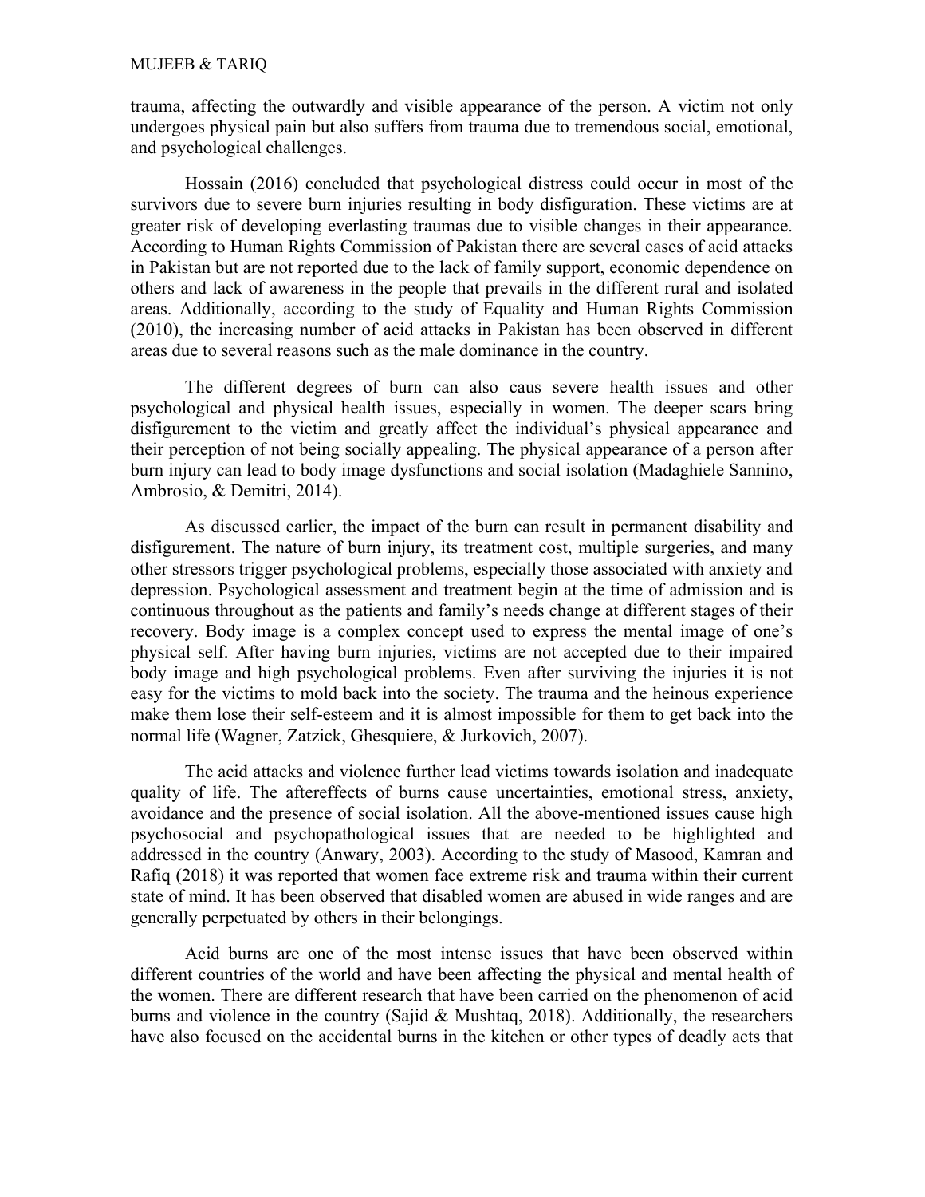trauma, affecting the outwardly and visible appearance of the person. A victim not only undergoes physical pain but also suffers from trauma due to tremendous social, emotional, and psychological challenges.

Hossain (2016) concluded that psychological distress could occur in most of the survivors due to severe burn injuries resulting in body disfiguration. These victims are at greater risk of developing everlasting traumas due to visible changes in their appearance. According to Human Rights Commission of Pakistan there are several cases of acid attacks in Pakistan but are not reported due to the lack of family support, economic dependence on others and lack of awareness in the people that prevails in the different rural and isolated areas. Additionally, according to the study of Equality and Human Rights Commission (2010), the increasing number of acid attacks in Pakistan has been observed in different areas due to several reasons such as the male dominance in the country.

The different degrees of burn can also caus severe health issues and other psychological and physical health issues, especially in women. The deeper scars bring disfigurement to the victim and greatly affect the individual's physical appearance and their perception of not being socially appealing. The physical appearance of a person after burn injury can lead to body image dysfunctions and social isolation (Madaghiele Sannino, Ambrosio, & Demitri, 2014).

As discussed earlier, the impact of the burn can result in permanent disability and disfigurement. The nature of burn injury, its treatment cost, multiple surgeries, and many other stressors trigger psychological problems, especially those associated with anxiety and depression. Psychological assessment and treatment begin at the time of admission and is continuous throughout as the patients and family's needs change at different stages of their recovery. Body image is a complex concept used to express the mental image of one's physical self. After having burn injuries, victims are not accepted due to their impaired body image and high psychological problems. Even after surviving the injuries it is not easy for the victims to mold back into the society. The trauma and the heinous experience make them lose their self-esteem and it is almost impossible for them to get back into the normal life (Wagner, Zatzick, Ghesquiere, & Jurkovich, 2007).

The acid attacks and violence further lead victims towards isolation and inadequate quality of life. The aftereffects of burns cause uncertainties, emotional stress, anxiety, avoidance and the presence of social isolation. All the above-mentioned issues cause high psychosocial and psychopathological issues that are needed to be highlighted and addressed in the country (Anwary, 2003). According to the study of Masood, Kamran and Rafiq (2018) it was reported that women face extreme risk and trauma within their current state of mind. It has been observed that disabled women are abused in wide ranges and are generally perpetuated by others in their belongings.

Acid burns are one of the most intense issues that have been observed within different countries of the world and have been affecting the physical and mental health of the women. There are different research that have been carried on the phenomenon of acid burns and violence in the country (Sajid & Mushtaq, 2018). Additionally, the researchers have also focused on the accidental burns in the kitchen or other types of deadly acts that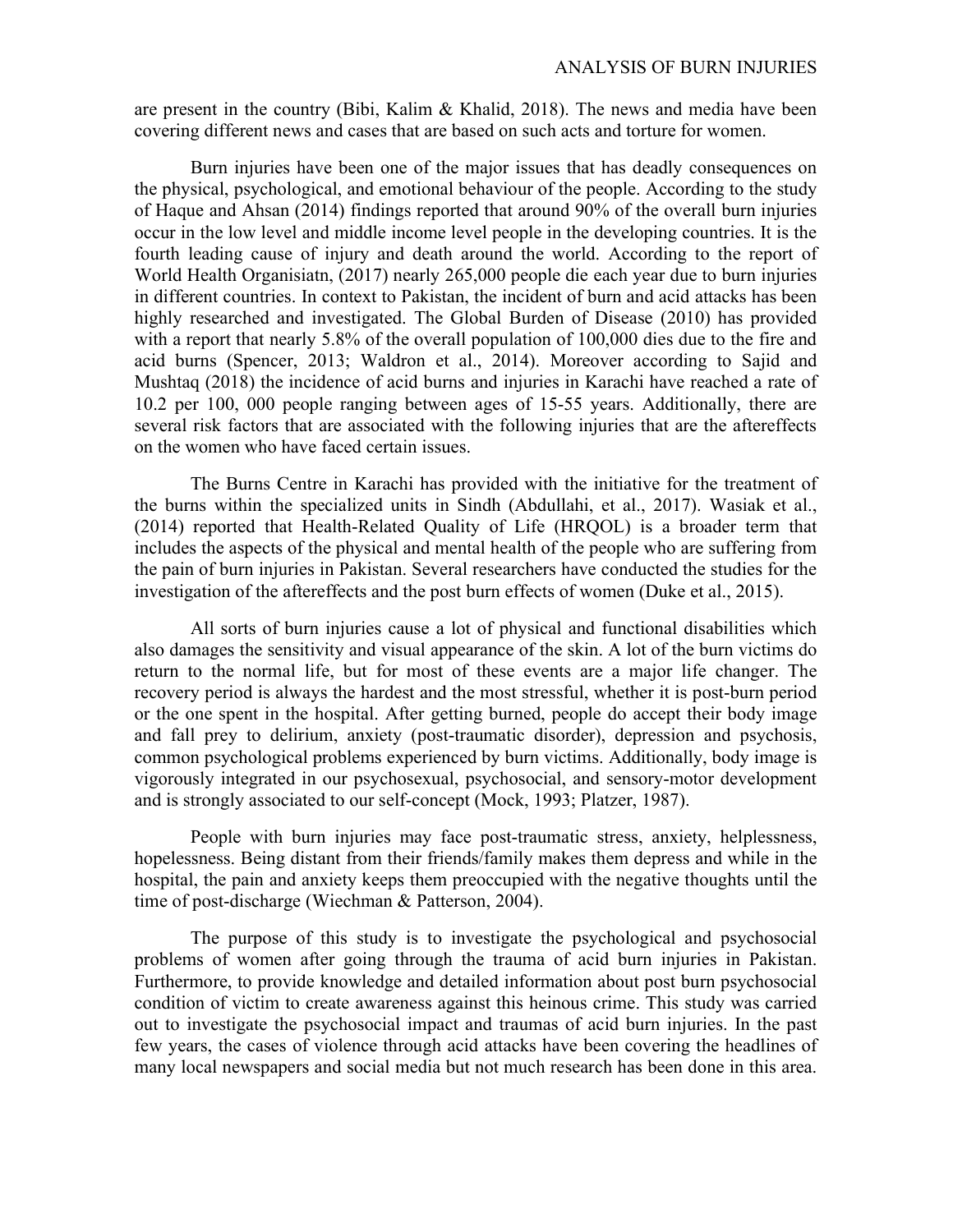are present in the country (Bibi, Kalim & Khalid, 2018). The news and media have been covering different news and cases that are based on such acts and torture for women.

Burn injuries have been one of the major issues that has deadly consequences on the physical, psychological, and emotional behaviour of the people. According to the study of Haque and Ahsan (2014) findings reported that around 90% of the overall burn injuries occur in the low level and middle income level people in the developing countries. It is the fourth leading cause of injury and death around the world. According to the report of World Health Organisiatn, (2017) nearly 265,000 people die each year due to burn injuries in different countries. In context to Pakistan, the incident of burn and acid attacks has been highly researched and investigated. The Global Burden of Disease (2010) has provided with a report that nearly 5.8% of the overall population of 100,000 dies due to the fire and acid burns (Spencer, 2013; Waldron et al., 2014). Moreover according to Sajid and Mushtaq (2018) the incidence of acid burns and injuries in Karachi have reached a rate of 10.2 per 100, 000 people ranging between ages of 15-55 years. Additionally, there are several risk factors that are associated with the following injuries that are the aftereffects on the women who have faced certain issues.

The Burns Centre in Karachi has provided with the initiative for the treatment of the burns within the specialized units in Sindh (Abdullahi, et al., 2017). Wasiak et al., (2014) reported that Health-Related Quality of Life (HRQOL) is a broader term that includes the aspects of the physical and mental health of the people who are suffering from the pain of burn injuries in Pakistan. Several researchers have conducted the studies for the investigation of the aftereffects and the post burn effects of women (Duke et al., 2015).

All sorts of burn injuries cause a lot of physical and functional disabilities which also damages the sensitivity and visual appearance of the skin. A lot of the burn victims do return to the normal life, but for most of these events are a major life changer. The recovery period is always the hardest and the most stressful, whether it is post-burn period or the one spent in the hospital. After getting burned, people do accept their body image and fall prey to delirium, anxiety (post-traumatic disorder), depression and psychosis, common psychological problems experienced by burn victims. Additionally, body image is vigorously integrated in our psychosexual, psychosocial, and sensory-motor development and is strongly associated to our self-concept (Mock, 1993; Platzer, 1987).

People with burn injuries may face post-traumatic stress, anxiety, helplessness, hopelessness. Being distant from their friends/family makes them depress and while in the hospital, the pain and anxiety keeps them preoccupied with the negative thoughts until the time of post-discharge (Wiechman & Patterson, 2004).

The purpose of this study is to investigate the psychological and psychosocial problems of women after going through the trauma of acid burn injuries in Pakistan. Furthermore, to provide knowledge and detailed information about post burn psychosocial condition of victim to create awareness against this heinous crime. This study was carried out to investigate the psychosocial impact and traumas of acid burn injuries. In the past few years, the cases of violence through acid attacks have been covering the headlines of many local newspapers and social media but not much research has been done in this area.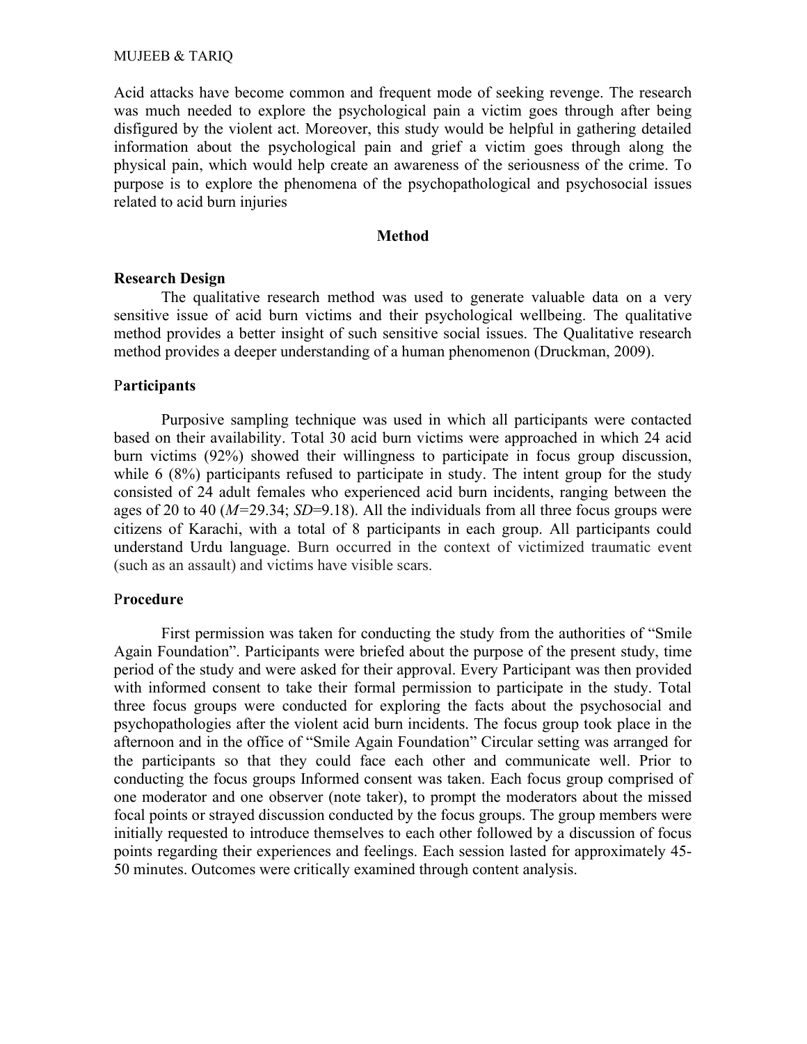Acid attacks have become common and frequent mode of seeking revenge. The research was much needed to explore the psychological pain a victim goes through after being disfigured by the violent act. Moreover, this study would be helpful in gathering detailed information about the psychological pain and grief a victim goes through along the physical pain, which would help create an awareness of the seriousness of the crime. To purpose is to explore the phenomena of the psychopathological and psychosocial issues related to acid burn injuries

## Method

### Research Design

The qualitative research method was used to generate valuable data on a very sensitive issue of acid burn victims and their psychological wellbeing. The qualitative method provides a better insight of such sensitive social issues. The Qualitative research method provides a deeper understanding of a human phenomenon (Druckman, 2009).

### Participants

Purposive sampling technique was used in which all participants were contacted based on their availability. Total 30 acid burn victims were approached in which 24 acid burn victims (92%) showed their willingness to participate in focus group discussion, while 6 (8%) participants refused to participate in study. The intent group for the study consisted of 24 adult females who experienced acid burn incidents, ranging between the ages of 20 to 40 (*M*=29.34; *SD*=9.18). All the individuals from all three focus groups were citizens of Karachi, with a total of 8 participants in each group. All participants could understand Urdu language. Burn occurred in the context of victimized traumatic event (such as an assault) and victims have visible scars.

### Procedure

First permission was taken for conducting the study from the authorities of "Smile Again Foundation". Participants were briefed about the purpose of the present study, time period of the study and were asked for their approval. Every Participant was then provided with informed consent to take their formal permission to participate in the study. Total three focus groups were conducted for exploring the facts about the psychosocial and psychopathologies after the violent acid burn incidents. The focus group took place in the afternoon and in the office of "Smile Again Foundation" Circular setting was arranged for the participants so that they could face each other and communicate well. Prior to conducting the focus groups Informed consent was taken. Each focus group comprised of one moderator and one observer (note taker), to prompt the moderators about the missed focal points or strayed discussion conducted by the focus groups. The group members were initially requested to introduce themselves to each other followed by a discussion of focus points regarding their experiences and feelings. Each session lasted for approximately 45-50 minutes. Outcomes were critically examined through content analysis.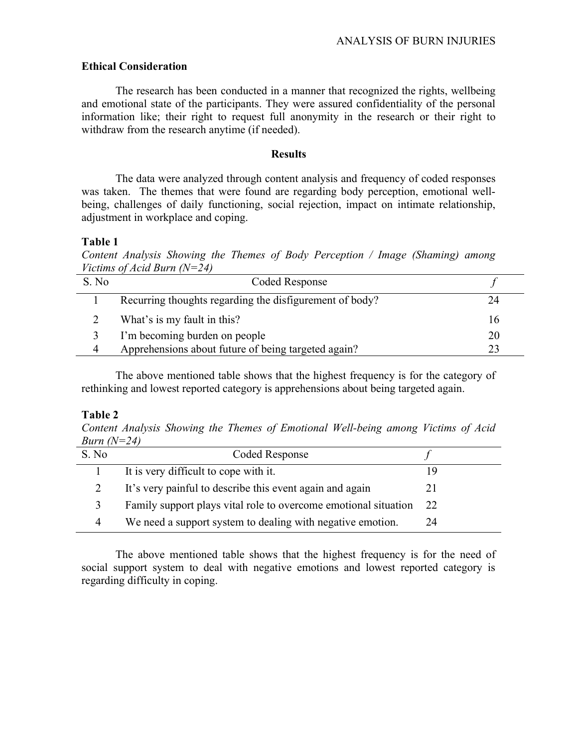**Ethical Consideration**

The research has been conducted in a manner that recognized the rights, wellbeing and emotional state of the participants. They were assured confidentiality of the personal information like; their right to request full anonymity in the research or their right to withdraw from the research anytime (if needed).

## Results

The data were analyzed through content analysis and frequency of coded responses was taken. The themes that were found are regarding body perception, emotional well-being, challenges of daily functioning, social rejection, impact on intimate relationship, adjustment in workplace and coping.

**Table 1**

*Content Analysis Showing the Themes of Body Perception / Image (Shaming) among Victims of Acid Burn (N=24)*

| S. No | Coded Response | *f* |
|---|---|---|
| 1 | Recurring thoughts regarding the disfigurement of body? | 24 |
| 2 | What's is my fault in this? | 16 |
| 3 | I'm becoming burden on people | 20 |
| 4 | Apprehensions about future of being targeted again? | 23 |

The above mentioned table shows that the highest frequency is for the category of rethinking and lowest reported category is apprehensions about being targeted again.

**Table 2**

*Content Analysis Showing the Themes of Emotional Well-being among Victims of Acid Burn (N=24)*

| S. No | Coded Response | *f* |
|---|---|---|
| 1 | It is very difficult to cope with it. | 19 |
| 2 | It's very painful to describe this event again and again | 21 |
| 3 | Family support plays vital role to overcome emotional situation | 22 |
| 4 | We need a support system to dealing with negative emotion. | 24 |

The above mentioned table shows that the highest frequency is for the need of social support system to deal with negative emotions and lowest reported category is regarding difficulty in coping.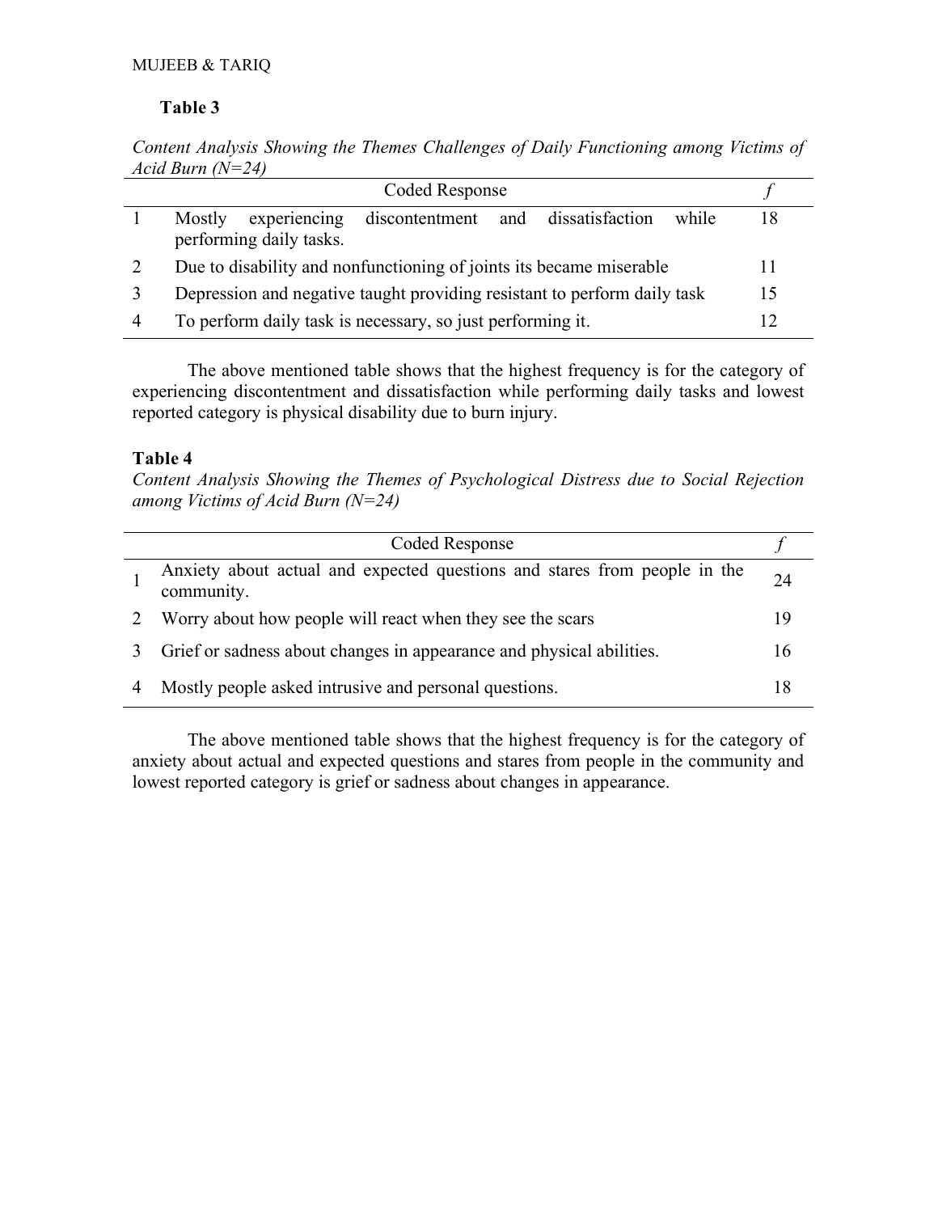**Table 3**

*Content Analysis Showing the Themes Challenges of Daily Functioning among Victims of Acid Burn (N=24)*

| | Coded Response | *f* |
|---|---|---|
| 1 | Mostly experiencing discontentment and dissatisfaction while performing daily tasks. | 18 |
| 2 | Due to disability and nonfunctioning of joints its became miserable | 11 |
| 3 | Depression and negative taught providing resistant to perform daily task | 15 |
| 4 | To perform daily task is necessary, so just performing it. | 12 |

The above mentioned table shows that the highest frequency is for the category of experiencing discontentment and dissatisfaction while performing daily tasks and lowest reported category is physical disability due to burn injury.

**Table 4**

*Content Analysis Showing the Themes of Psychological Distress due to Social Rejection among Victims of Acid Burn (N=24)*

| | Coded Response | *f* |
|---|---|---|
| 1 | Anxiety about actual and expected questions and stares from people in the community. | 24 |
| 2 | Worry about how people will react when they see the scars | 19 |
| 3 | Grief or sadness about changes in appearance and physical abilities. | 16 |
| 4 | Mostly people asked intrusive and personal questions. | 18 |

The above mentioned table shows that the highest frequency is for the category of anxiety about actual and expected questions and stares from people in the community and lowest reported category is grief or sadness about changes in appearance.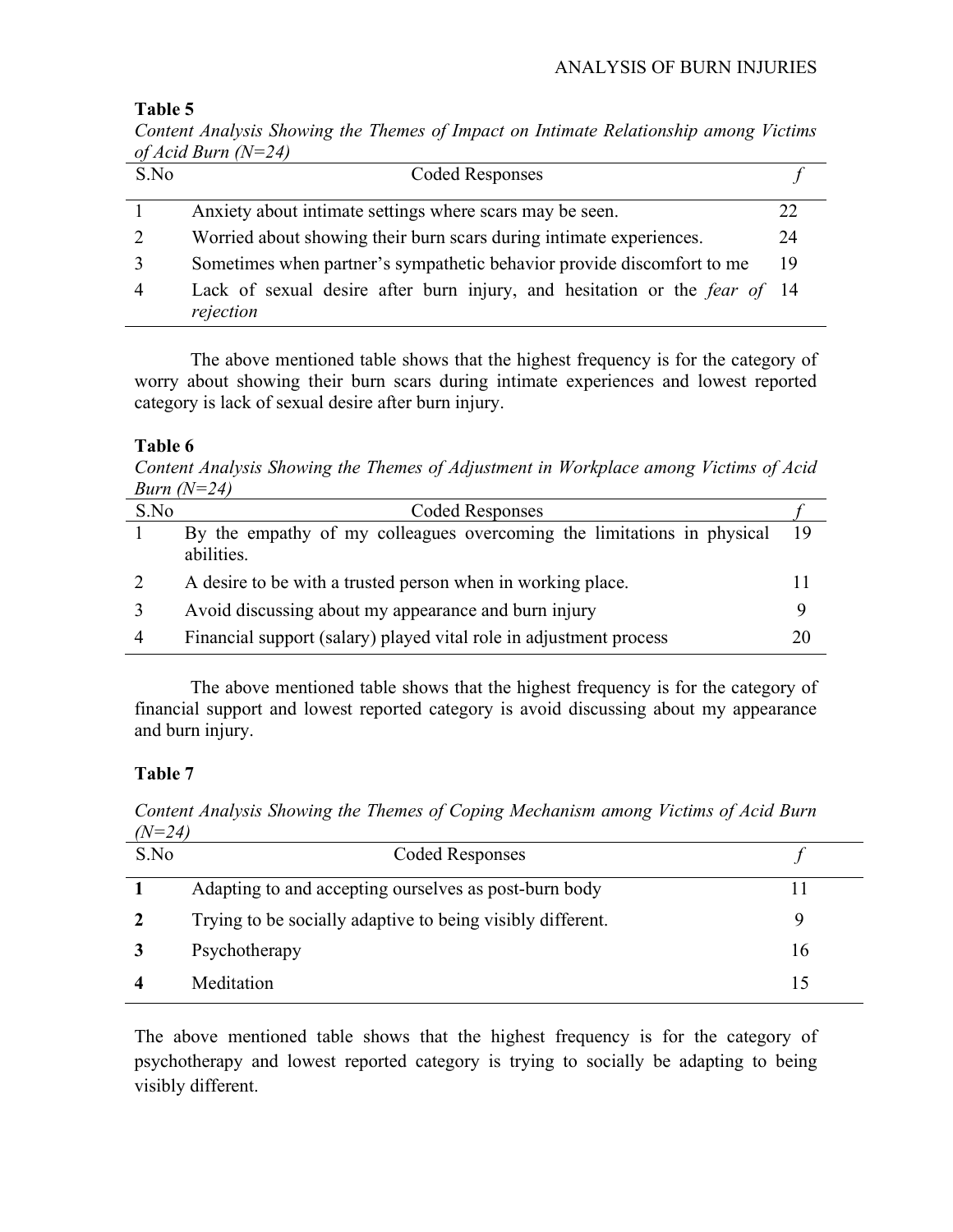**Table 5**

*Content Analysis Showing the Themes of Impact on Intimate Relationship among Victims of Acid Burn (N=24)*

| S.No | Coded Responses | *f* |
|---|---|---|
| 1 | Anxiety about intimate settings where scars may be seen. | 22 |
| 2 | Worried about showing their burn scars during intimate experiences. | 24 |
| 3 | Sometimes when partner's sympathetic behavior provide discomfort to me | 19 |
| 4 | Lack of sexual desire after burn injury, and hesitation or the *fear of rejection* | 14 |

The above mentioned table shows that the highest frequency is for the category of worry about showing their burn scars during intimate experiences and lowest reported category is lack of sexual desire after burn injury.

**Table 6**

*Content Analysis Showing the Themes of Adjustment in Workplace among Victims of Acid Burn (N=24)*

| S.No | Coded Responses | *f* |
|---|---|---|
| 1 | By the empathy of my colleagues overcoming the limitations in physical abilities. | 19 |
| 2 | A desire to be with a trusted person when in working place. | 11 |
| 3 | Avoid discussing about my appearance and burn injury | 9 |
| 4 | Financial support (salary) played vital role in adjustment process | 20 |

The above mentioned table shows that the highest frequency is for the category of financial support and lowest reported category is avoid discussing about my appearance and burn injury.

**Table 7**

*Content Analysis Showing the Themes of Coping Mechanism among Victims of Acid Burn (N=24)*

| S.No | Coded Responses | *f* |
|---|---|---|
| **1** | Adapting to and accepting ourselves as post-burn body | 11 |
| **2** | Trying to be socially adaptive to being visibly different. | 9 |
| **3** | Psychotherapy | 16 |
| **4** | Meditation | 15 |

The above mentioned table shows that the highest frequency is for the category of psychotherapy and lowest reported category is trying to socially be adapting to being visibly different.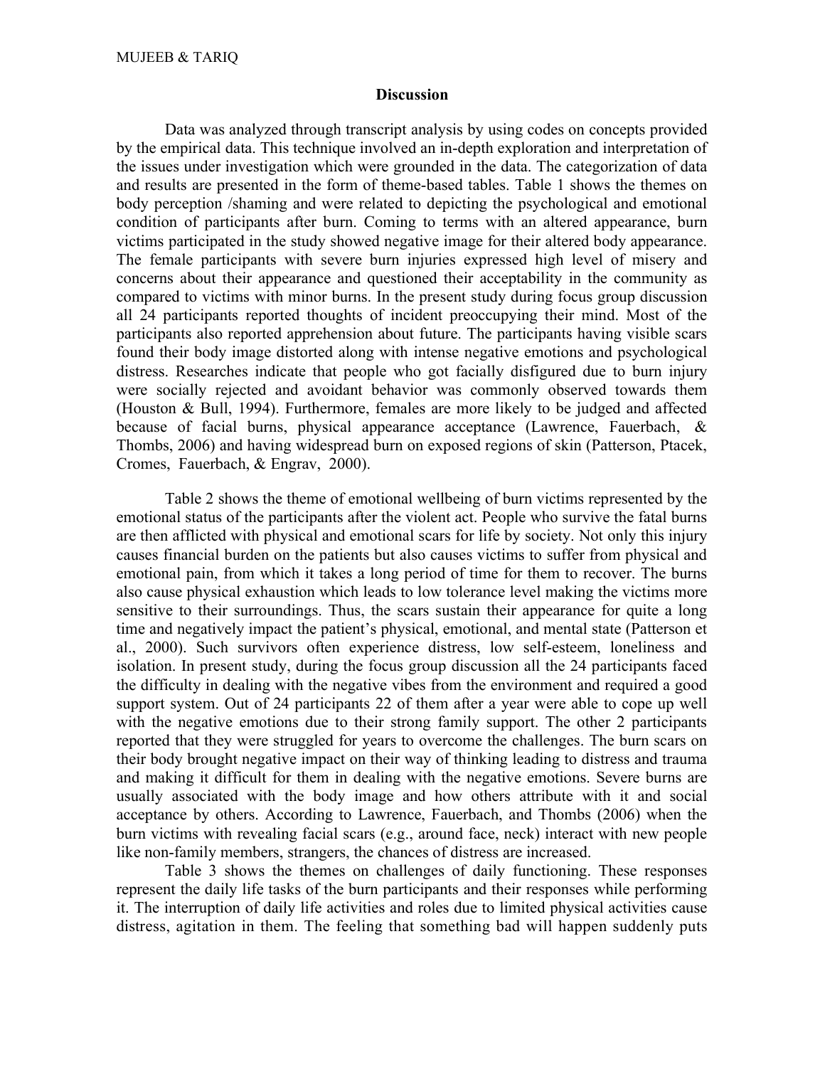## Discussion

Data was analyzed through transcript analysis by using codes on concepts provided by the empirical data. This technique involved an in-depth exploration and interpretation of the issues under investigation which were grounded in the data. The categorization of data and results are presented in the form of theme-based tables. Table 1 shows the themes on body perception /shaming and were related to depicting the psychological and emotional condition of participants after burn. Coming to terms with an altered appearance, burn victims participated in the study showed negative image for their altered body appearance. The female participants with severe burn injuries expressed high level of misery and concerns about their appearance and questioned their acceptability in the community as compared to victims with minor burns. In the present study during focus group discussion all 24 participants reported thoughts of incident preoccupying their mind. Most of the participants also reported apprehension about future. The participants having visible scars found their body image distorted along with intense negative emotions and psychological distress. Researches indicate that people who got facially disfigured due to burn injury were socially rejected and avoidant behavior was commonly observed towards them (Houston & Bull, 1994). Furthermore, females are more likely to be judged and affected because of facial burns, physical appearance acceptance (Lawrence, Fauerbach, & Thombs, 2006) and having widespread burn on exposed regions of skin (Patterson, Ptacek, Cromes, Fauerbach, & Engrav, 2000).

Table 2 shows the theme of emotional wellbeing of burn victims represented by the emotional status of the participants after the violent act. People who survive the fatal burns are then afflicted with physical and emotional scars for life by society. Not only this injury causes financial burden on the patients but also causes victims to suffer from physical and emotional pain, from which it takes a long period of time for them to recover. The burns also cause physical exhaustion which leads to low tolerance level making the victims more sensitive to their surroundings. Thus, the scars sustain their appearance for quite a long time and negatively impact the patient's physical, emotional, and mental state (Patterson et al., 2000). Such survivors often experience distress, low self-esteem, loneliness and isolation. In present study, during the focus group discussion all the 24 participants faced the difficulty in dealing with the negative vibes from the environment and required a good support system. Out of 24 participants 22 of them after a year were able to cope up well with the negative emotions due to their strong family support. The other 2 participants reported that they were struggled for years to overcome the challenges. The burn scars on their body brought negative impact on their way of thinking leading to distress and trauma and making it difficult for them in dealing with the negative emotions. Severe burns are usually associated with the body image and how others attribute with it and social acceptance by others. According to Lawrence, Fauerbach, and Thombs (2006) when the burn victims with revealing facial scars (e.g., around face, neck) interact with new people like non-family members, strangers, the chances of distress are increased.

Table 3 shows the themes on challenges of daily functioning. These responses represent the daily life tasks of the burn participants and their responses while performing it. The interruption of daily life activities and roles due to limited physical activities cause distress, agitation in them. The feeling that something bad will happen suddenly puts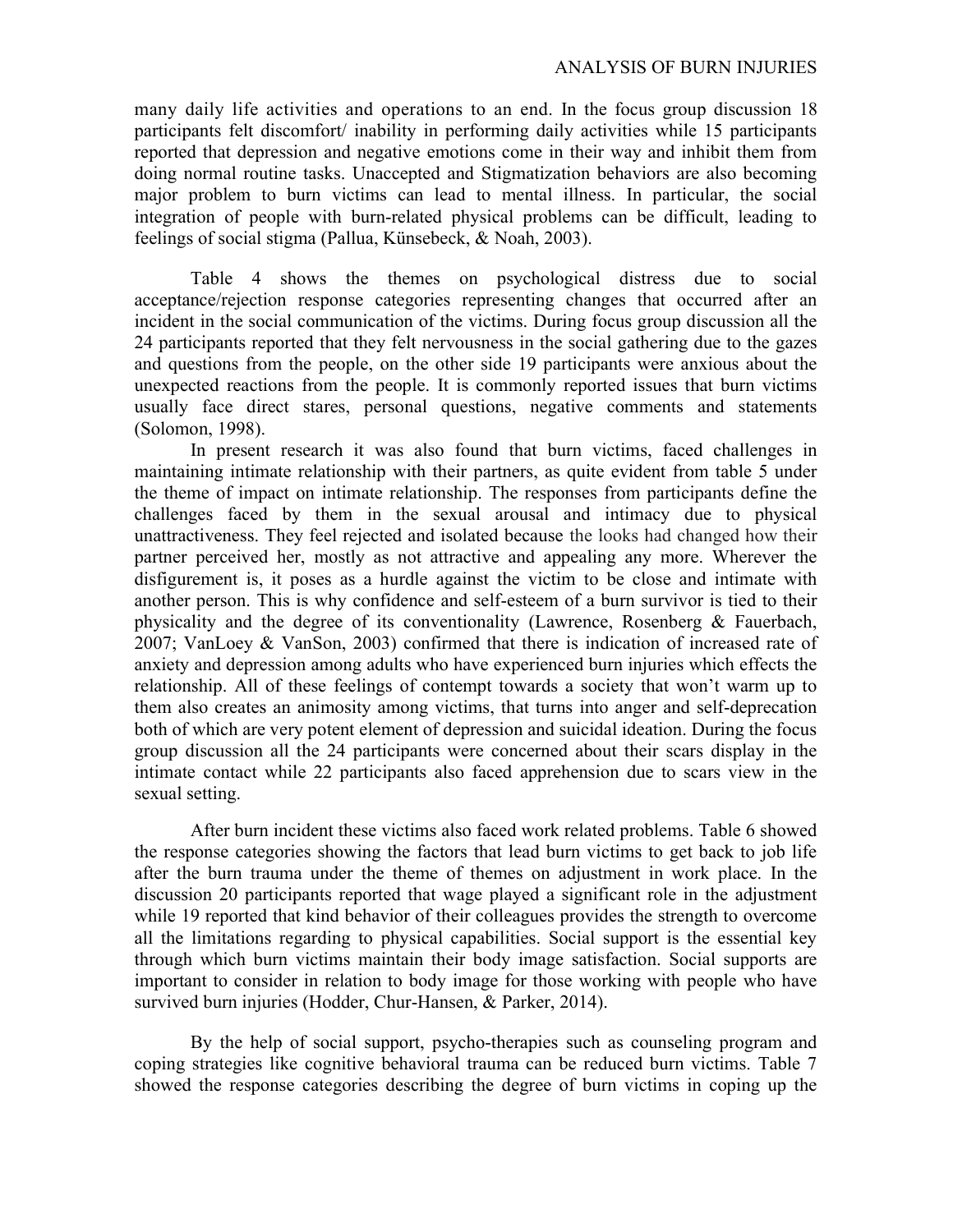many daily life activities and operations to an end. In the focus group discussion 18 participants felt discomfort/ inability in performing daily activities while 15 participants reported that depression and negative emotions come in their way and inhibit them from doing normal routine tasks. Unaccepted and Stigmatization behaviors are also becoming major problem to burn victims can lead to mental illness. In particular, the social integration of people with burn-related physical problems can be difficult, leading to feelings of social stigma (Pallua, Künsebeck, & Noah, 2003).

Table 4 shows the themes on psychological distress due to social acceptance/rejection response categories representing changes that occurred after an incident in the social communication of the victims. During focus group discussion all the 24 participants reported that they felt nervousness in the social gathering due to the gazes and questions from the people, on the other side 19 participants were anxious about the unexpected reactions from the people. It is commonly reported issues that burn victims usually face direct stares, personal questions, negative comments and statements (Solomon, 1998).

In present research it was also found that burn victims, faced challenges in maintaining intimate relationship with their partners, as quite evident from table 5 under the theme of impact on intimate relationship. The responses from participants define the challenges faced by them in the sexual arousal and intimacy due to physical unattractiveness. They feel rejected and isolated because the looks had changed how their partner perceived her, mostly as not attractive and appealing any more. Wherever the disfigurement is, it poses as a hurdle against the victim to be close and intimate with another person. This is why confidence and self-esteem of a burn survivor is tied to their physicality and the degree of its conventionality (Lawrence, Rosenberg & Fauerbach, 2007; VanLoey & VanSon, 2003) confirmed that there is indication of increased rate of anxiety and depression among adults who have experienced burn injuries which effects the relationship. All of these feelings of contempt towards a society that won't warm up to them also creates an animosity among victims, that turns into anger and self-deprecation both of which are very potent element of depression and suicidal ideation. During the focus group discussion all the 24 participants were concerned about their scars display in the intimate contact while 22 participants also faced apprehension due to scars view in the sexual setting.

After burn incident these victims also faced work related problems. Table 6 showed the response categories showing the factors that lead burn victims to get back to job life after the burn trauma under the theme of themes on adjustment in work place. In the discussion 20 participants reported that wage played a significant role in the adjustment while 19 reported that kind behavior of their colleagues provides the strength to overcome all the limitations regarding to physical capabilities. Social support is the essential key through which burn victims maintain their body image satisfaction. Social supports are important to consider in relation to body image for those working with people who have survived burn injuries (Hodder, Chur-Hansen, & Parker, 2014).

By the help of social support, psycho-therapies such as counseling program and coping strategies like cognitive behavioral trauma can be reduced burn victims. Table 7 showed the response categories describing the degree of burn victims in coping up the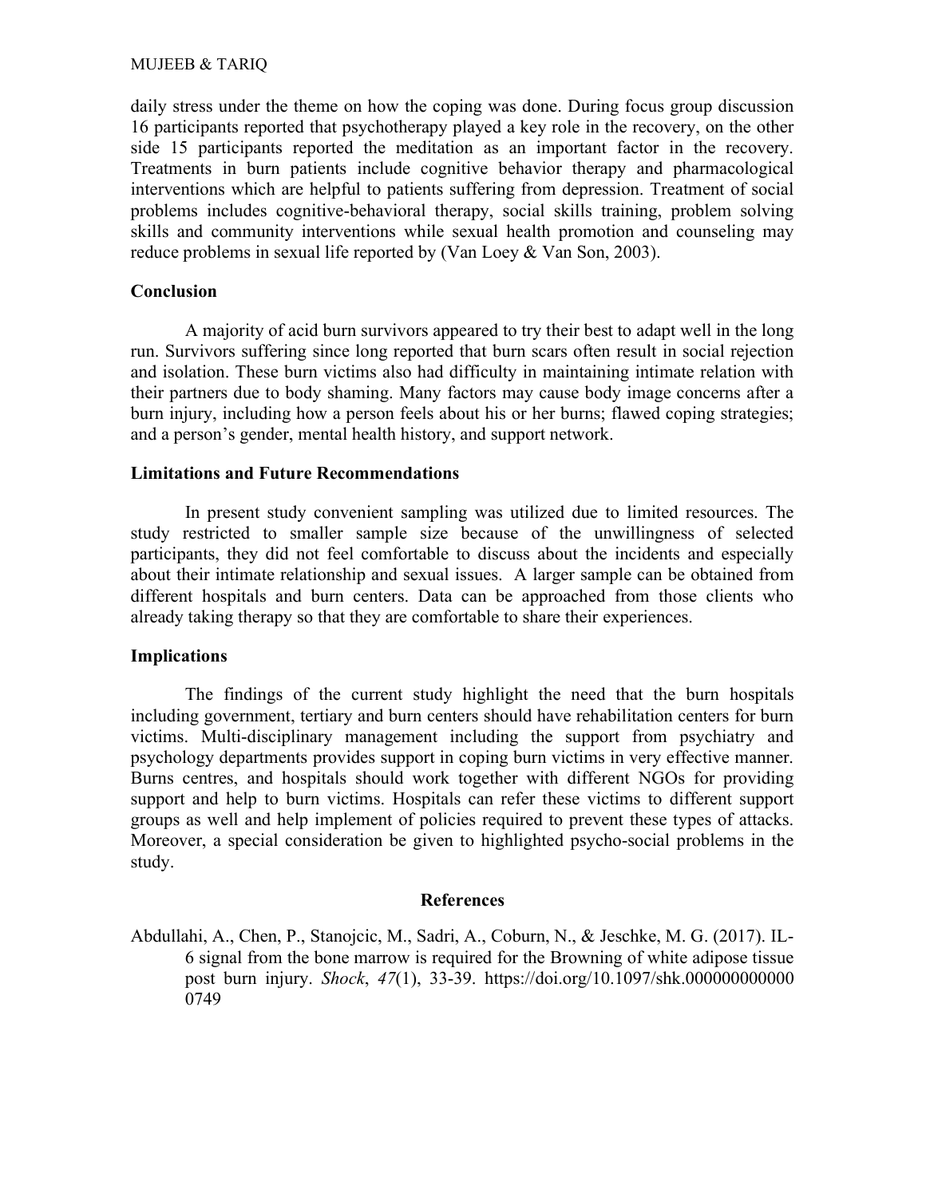daily stress under the theme on how the coping was done. During focus group discussion 16 participants reported that psychotherapy played a key role in the recovery, on the other side 15 participants reported the meditation as an important factor in the recovery. Treatments in burn patients include cognitive behavior therapy and pharmacological interventions which are helpful to patients suffering from depression. Treatment of social problems includes cognitive-behavioral therapy, social skills training, problem solving skills and community interventions while sexual health promotion and counseling may reduce problems in sexual life reported by (Van Loey & Van Son, 2003).

## Conclusion

A majority of acid burn survivors appeared to try their best to adapt well in the long run. Survivors suffering since long reported that burn scars often result in social rejection and isolation. These burn victims also had difficulty in maintaining intimate relation with their partners due to body shaming. Many factors may cause body image concerns after a burn injury, including how a person feels about his or her burns; flawed coping strategies; and a person's gender, mental health history, and support network.

## Limitations and Future Recommendations

In present study convenient sampling was utilized due to limited resources. The study restricted to smaller sample size because of the unwillingness of selected participants, they did not feel comfortable to discuss about the incidents and especially about their intimate relationship and sexual issues. A larger sample can be obtained from different hospitals and burn centers. Data can be approached from those clients who already taking therapy so that they are comfortable to share their experiences.

## Implications

The findings of the current study highlight the need that the burn hospitals including government, tertiary and burn centers should have rehabilitation centers for burn victims. Multi-disciplinary management including the support from psychiatry and psychology departments provides support in coping burn victims in very effective manner. Burns centres, and hospitals should work together with different NGOs for providing support and help to burn victims. Hospitals can refer these victims to different support groups as well and help implement of policies required to prevent these types of attacks. Moreover, a special consideration be given to highlighted psycho-social problems in the study.

## References

Abdullahi, A., Chen, P., Stanojcic, M., Sadri, A., Coburn, N., & Jeschke, M. G. (2017). IL-6 signal from the bone marrow is required for the Browning of white adipose tissue post burn injury. *Shock*, *47*(1), 33-39. https://doi.org/10.1097/shk.0000000000000749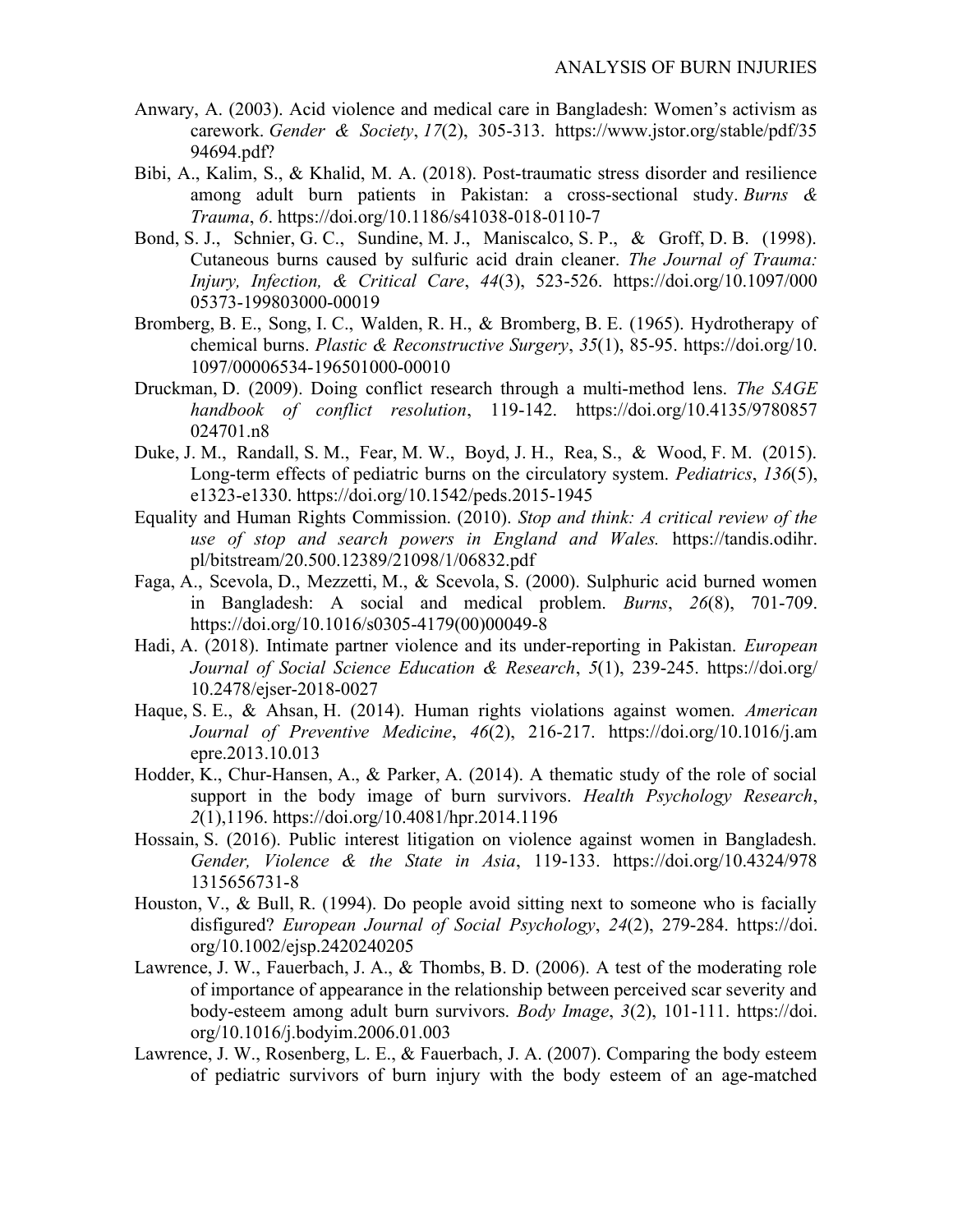Anwary, A. (2003). Acid violence and medical care in Bangladesh: Women's activism as carework. *Gender & Society*, *17*(2), 305-313. https://www.jstor.org/stable/pdf/3594694.pdf?

Bibi, A., Kalim, S., & Khalid, M. A. (2018). Post-traumatic stress disorder and resilience among adult burn patients in Pakistan: a cross-sectional study. *Burns & Trauma*, *6*. https://doi.org/10.1186/s41038-018-0110-7

Bond, S. J., Schnier, G. C., Sundine, M. J., Maniscalco, S. P., & Groff, D. B. (1998). Cutaneous burns caused by sulfuric acid drain cleaner. *The Journal of Trauma: Injury, Infection, & Critical Care*, *44*(3), 523-526. https://doi.org/10.1097/00005373-199803000-00019

Bromberg, B. E., Song, I. C., Walden, R. H., & Bromberg, B. E. (1965). Hydrotherapy of chemical burns. *Plastic & Reconstructive Surgery*, *35*(1), 85-95. https://doi.org/10.1097/00006534-196501000-00010

Druckman, D. (2009). Doing conflict research through a multi-method lens. *The SAGE handbook of conflict resolution*, 119-142. https://doi.org/10.4135/9780857024701.n8

Duke, J. M., Randall, S. M., Fear, M. W., Boyd, J. H., Rea, S., & Wood, F. M. (2015). Long-term effects of pediatric burns on the circulatory system. *Pediatrics*, *136*(5), e1323-e1330. https://doi.org/10.1542/peds.2015-1945

Equality and Human Rights Commission. (2010). *Stop and think: A critical review of the use of stop and search powers in England and Wales.* https://tandis.odihr.pl/bitstream/20.500.12389/21098/1/06832.pdf

Faga, A., Scevola, D., Mezzetti, M., & Scevola, S. (2000). Sulphuric acid burned women in Bangladesh: A social and medical problem. *Burns*, *26*(8), 701-709. https://doi.org/10.1016/s0305-4179(00)00049-8

Hadi, A. (2018). Intimate partner violence and its under-reporting in Pakistan. *European Journal of Social Science Education & Research*, *5*(1), 239-245. https://doi.org/10.2478/ejser-2018-0027

Haque, S. E., & Ahsan, H. (2014). Human rights violations against women. *American Journal of Preventive Medicine*, *46*(2), 216-217. https://doi.org/10.1016/j.amepre.2013.10.013

Hodder, K., Chur-Hansen, A., & Parker, A. (2014). A thematic study of the role of social support in the body image of burn survivors. *Health Psychology Research*, *2*(1),1196. https://doi.org/10.4081/hpr.2014.1196

Hossain, S. (2016). Public interest litigation on violence against women in Bangladesh. *Gender, Violence & the State in Asia*, 119-133. https://doi.org/10.4324/9781315656731-8

Houston, V., & Bull, R. (1994). Do people avoid sitting next to someone who is facially disfigured? *European Journal of Social Psychology*, *24*(2), 279-284. https://doi.org/10.1002/ejsp.2420240205

Lawrence, J. W., Fauerbach, J. A., & Thombs, B. D. (2006). A test of the moderating role of importance of appearance in the relationship between perceived scar severity and body-esteem among adult burn survivors. *Body Image*, *3*(2), 101-111. https://doi.org/10.1016/j.bodyim.2006.01.003

Lawrence, J. W., Rosenberg, L. E., & Fauerbach, J. A. (2007). Comparing the body esteem of pediatric survivors of burn injury with the body esteem of an age-matched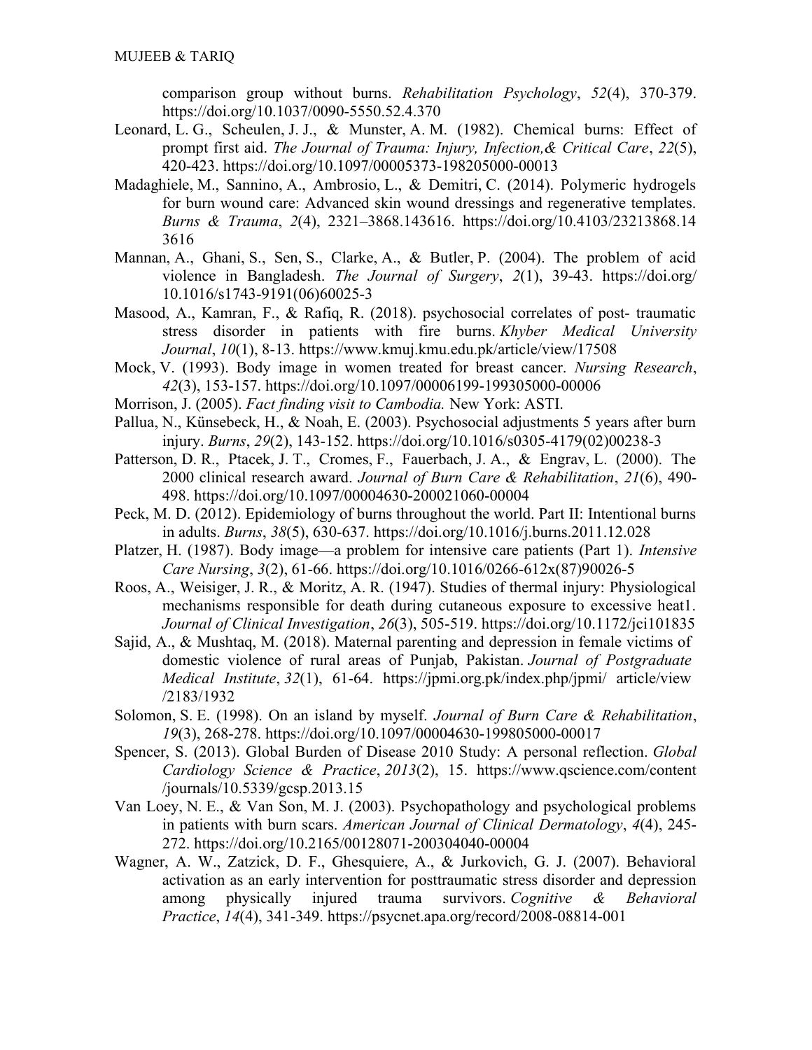comparison group without burns. *Rehabilitation Psychology*, *52*(4), 370-379. https://doi.org/10.1037/0090-5550.52.4.370

Leonard, L. G., Scheulen, J. J., & Munster, A. M. (1982). Chemical burns: Effect of prompt first aid. *The Journal of Trauma: Injury, Infection,& Critical Care*, *22*(5), 420-423. https://doi.org/10.1097/00005373-198205000-00013

Madaghiele, M., Sannino, A., Ambrosio, L., & Demitri, C. (2014). Polymeric hydrogels for burn wound care: Advanced skin wound dressings and regenerative templates. *Burns & Trauma*, *2*(4), 2321–3868.143616. https://doi.org/10.4103/23213868.143616

Mannan, A., Ghani, S., Sen, S., Clarke, A., & Butler, P. (2004). The problem of acid violence in Bangladesh. *The Journal of Surgery*, *2*(1), 39-43. https://doi.org/10.1016/s1743-9191(06)60025-3

Masood, A., Kamran, F., & Rafiq, R. (2018). psychosocial correlates of post- traumatic stress disorder in patients with fire burns. *Khyber Medical University Journal*, *10*(1), 8-13. https://www.kmuj.kmu.edu.pk/article/view/17508

Mock, V. (1993). Body image in women treated for breast cancer. *Nursing Research*, *42*(3), 153-157. https://doi.org/10.1097/00006199-199305000-00006

Morrison, J. (2005). *Fact finding visit to Cambodia.* New York: ASTI.

Pallua, N., Künsebeck, H., & Noah, E. (2003). Psychosocial adjustments 5 years after burn injury. *Burns*, *29*(2), 143-152. https://doi.org/10.1016/s0305-4179(02)00238-3

Patterson, D. R., Ptacek, J. T., Cromes, F., Fauerbach, J. A., & Engrav, L. (2000). The 2000 clinical research award. *Journal of Burn Care & Rehabilitation*, *21*(6), 490-498. https://doi.org/10.1097/00004630-200021060-00004

Peck, M. D. (2012). Epidemiology of burns throughout the world. Part II: Intentional burns in adults. *Burns*, *38*(5), 630-637. https://doi.org/10.1016/j.burns.2011.12.028

Platzer, H. (1987). Body image—a problem for intensive care patients (Part 1). *Intensive Care Nursing*, *3*(2), 61-66. https://doi.org/10.1016/0266-612x(87)90026-5

Roos, A., Weisiger, J. R., & Moritz, A. R. (1947). Studies of thermal injury: Physiological mechanisms responsible for death during cutaneous exposure to excessive heat1. *Journal of Clinical Investigation*, *26*(3), 505-519. https://doi.org/10.1172/jci101835

Sajid, A., & Mushtaq, M. (2018). Maternal parenting and depression in female victims of domestic violence of rural areas of Punjab, Pakistan. *Journal of Postgraduate Medical Institute*, *32*(1), 61-64. https://jpmi.org.pk/index.php/jpmi/ article/view/2183/1932

Solomon, S. E. (1998). On an island by myself. *Journal of Burn Care & Rehabilitation*, *19*(3), 268-278. https://doi.org/10.1097/00004630-199805000-00017

Spencer, S. (2013). Global Burden of Disease 2010 Study: A personal reflection. *Global Cardiology Science & Practice*, *2013*(2), 15. https://www.qscience.com/content/journals/10.5339/gcsp.2013.15

Van Loey, N. E., & Van Son, M. J. (2003). Psychopathology and psychological problems in patients with burn scars. *American Journal of Clinical Dermatology*, *4*(4), 245-272. https://doi.org/10.2165/00128071-200304040-00004

Wagner, A. W., Zatzick, D. F., Ghesquiere, A., & Jurkovich, G. J. (2007). Behavioral activation as an early intervention for posttraumatic stress disorder and depression among physically injured trauma survivors. *Cognitive & Behavioral Practice*, *14*(4), 341-349. https://psycnet.apa.org/record/2008-08814-001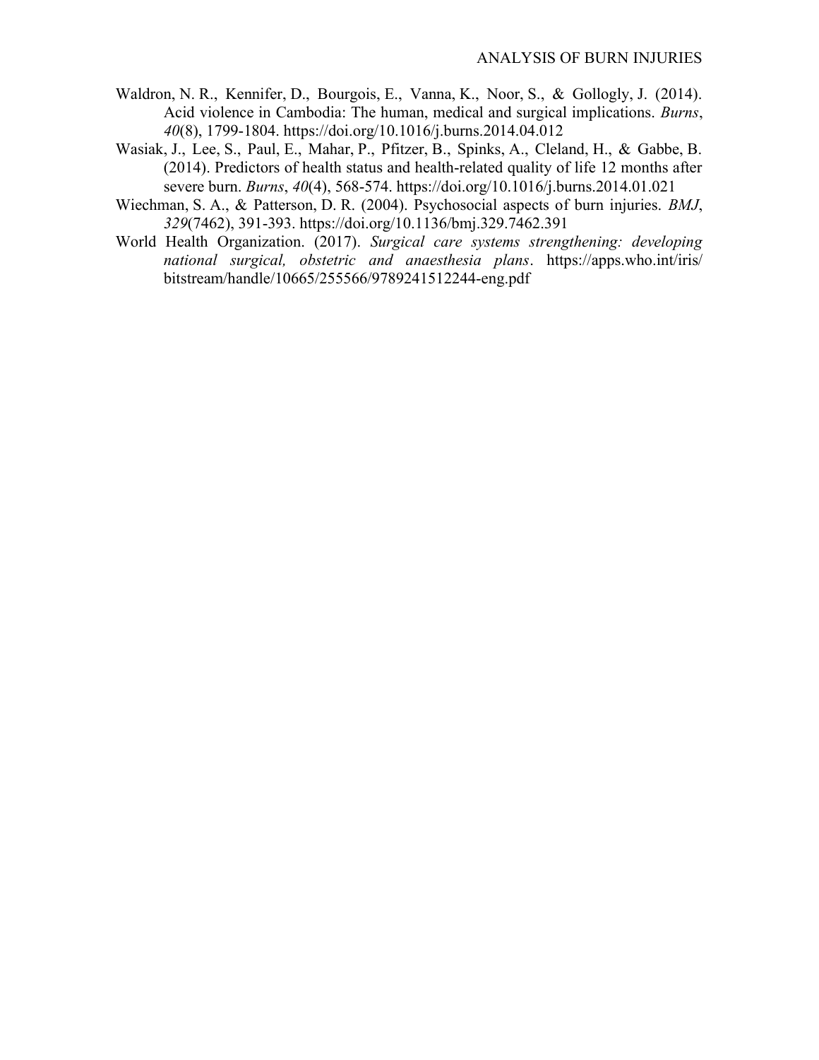Waldron, N. R., Kennifer, D., Bourgois, E., Vanna, K., Noor, S., & Gollogly, J. (2014). Acid violence in Cambodia: The human, medical and surgical implications. *Burns*, *40*(8), 1799-1804. https://doi.org/10.1016/j.burns.2014.04.012

Wasiak, J., Lee, S., Paul, E., Mahar, P., Pfitzer, B., Spinks, A., Cleland, H., & Gabbe, B. (2014). Predictors of health status and health-related quality of life 12 months after severe burn. *Burns*, *40*(4), 568-574. https://doi.org/10.1016/j.burns.2014.01.021

Wiechman, S. A., & Patterson, D. R. (2004). Psychosocial aspects of burn injuries. *BMJ*, *329*(7462), 391-393. https://doi.org/10.1136/bmj.329.7462.391

World Health Organization. (2017). *Surgical care systems strengthening: developing national surgical, obstetric and anaesthesia plans*. https://apps.who.int/iris/bitstream/handle/10665/255566/9789241512244-eng.pdf